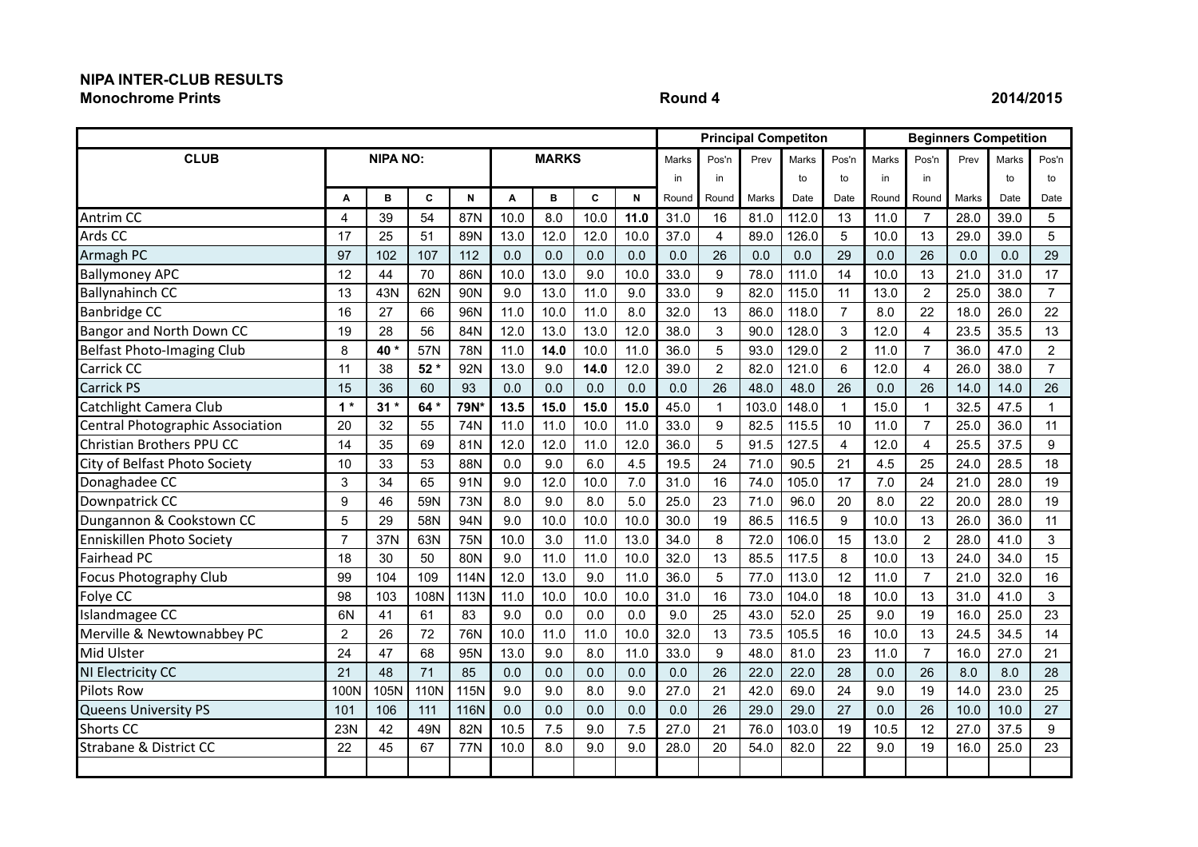**NIPA INTER-CLUB RESULTS**
**Monochrome Prints** **Round 4** **2014/2015**

| CLUB | NIPA NO: | | | | MARKS | | | | Principal Competiton | | | | | Beginners Competition | | | | |
|---|---|---|---|---|---|---|---|---|---|---|---|---|---|---|---|---|---|---|
| | | | | | | | | | Marks in | Pos'n in | Prev | Marks to | Pos'n to | Marks in | Pos'n in | Prev | Marks to | Pos'n to |
| | A | B | C | N | A | B | C | N | Round | Round | Marks | Date | Date | Round | Round | Marks | Date | Date |
| Antrim CC | 4 | 39 | 54 | 87N | 10.0 | 8.0 | 10.0 | **11.0** | 31.0 | 16 | 81.0 | 112.0 | 13 | 11.0 | 7 | 28.0 | 39.0 | 5 |
| Ards CC | 17 | 25 | 51 | 89N | 13.0 | 12.0 | 12.0 | 10.0 | 37.0 | 4 | 89.0 | 126.0 | 5 | 10.0 | 13 | 29.0 | 39.0 | 5 |
| Armagh PC | 97 | 102 | 107 | 112 | 0.0 | 0.0 | 0.0 | 0.0 | 0.0 | 26 | 0.0 | 0.0 | 29 | 0.0 | 26 | 0.0 | 0.0 | 29 |
| Ballymoney APC | 12 | 44 | 70 | 86N | 10.0 | 13.0 | 9.0 | 10.0 | 33.0 | 9 | 78.0 | 111.0 | 14 | 10.0 | 13 | 21.0 | 31.0 | 17 |
| Ballynahinch CC | 13 | 43N | 62N | 90N | 9.0 | 13.0 | 11.0 | 9.0 | 33.0 | 9 | 82.0 | 115.0 | 11 | 13.0 | 2 | 25.0 | 38.0 | 7 |
| Banbridge CC | 16 | 27 | 66 | 96N | 11.0 | 10.0 | 11.0 | 8.0 | 32.0 | 13 | 86.0 | 118.0 | 7 | 8.0 | 22 | 18.0 | 26.0 | 22 |
| Bangor and North Down CC | 19 | 28 | 56 | 84N | 12.0 | 13.0 | 13.0 | 12.0 | 38.0 | 3 | 90.0 | 128.0 | 3 | 12.0 | 4 | 23.5 | 35.5 | 13 |
| Belfast Photo-Imaging Club | 8 | **40 *** | 57N | 78N | 11.0 | **14.0** | 10.0 | 11.0 | 36.0 | 5 | 93.0 | 129.0 | 2 | 11.0 | 7 | 36.0 | 47.0 | 2 |
| Carrick CC | 11 | 38 | **52 *** | 92N | 13.0 | 9.0 | **14.0** | 12.0 | 39.0 | 2 | 82.0 | 121.0 | 6 | 12.0 | 4 | 26.0 | 38.0 | 7 |
| Carrick PS | 15 | 36 | 60 | 93 | 0.0 | 0.0 | 0.0 | 0.0 | 0.0 | 26 | 48.0 | 48.0 | 26 | 0.0 | 26 | 14.0 | 14.0 | 26 |
| Catchlight Camera Club | **1 *** | **31 *** | **64 *** | **79N*** | **13.5** | **15.0** | **15.0** | **15.0** | 45.0 | 1 | 103.0 | 148.0 | 1 | 15.0 | 1 | 32.5 | 47.5 | 1 |
| Central Photographic Association | 20 | 32 | 55 | 74N | 11.0 | 11.0 | 10.0 | 11.0 | 33.0 | 9 | 82.5 | 115.5 | 10 | 11.0 | 7 | 25.0 | 36.0 | 11 |
| Christian Brothers PPU CC | 14 | 35 | 69 | 81N | 12.0 | 12.0 | 11.0 | 12.0 | 36.0 | 5 | 91.5 | 127.5 | 4 | 12.0 | 4 | 25.5 | 37.5 | 9 |
| City of Belfast Photo Society | 10 | 33 | 53 | 88N | 0.0 | 9.0 | 6.0 | 4.5 | 19.5 | 24 | 71.0 | 90.5 | 21 | 4.5 | 25 | 24.0 | 28.5 | 18 |
| Donaghadee CC | 3 | 34 | 65 | 91N | 9.0 | 12.0 | 10.0 | 7.0 | 31.0 | 16 | 74.0 | 105.0 | 17 | 7.0 | 24 | 21.0 | 28.0 | 19 |
| Downpatrick CC | 9 | 46 | 59N | 73N | 8.0 | 9.0 | 8.0 | 5.0 | 25.0 | 23 | 71.0 | 96.0 | 20 | 8.0 | 22 | 20.0 | 28.0 | 19 |
| Dungannon & Cookstown CC | 5 | 29 | 58N | 94N | 9.0 | 10.0 | 10.0 | 10.0 | 30.0 | 19 | 86.5 | 116.5 | 9 | 10.0 | 13 | 26.0 | 36.0 | 11 |
| Enniskillen Photo Society | 7 | 37N | 63N | 75N | 10.0 | 3.0 | 11.0 | 13.0 | 34.0 | 8 | 72.0 | 106.0 | 15 | 13.0 | 2 | 28.0 | 41.0 | 3 |
| Fairhead PC | 18 | 30 | 50 | 80N | 9.0 | 11.0 | 11.0 | 10.0 | 32.0 | 13 | 85.5 | 117.5 | 8 | 10.0 | 13 | 24.0 | 34.0 | 15 |
| Focus Photography Club | 99 | 104 | 109 | 114N | 12.0 | 13.0 | 9.0 | 11.0 | 36.0 | 5 | 77.0 | 113.0 | 12 | 11.0 | 7 | 21.0 | 32.0 | 16 |
| Folye CC | 98 | 103 | 108N | 113N | 11.0 | 10.0 | 10.0 | 10.0 | 31.0 | 16 | 73.0 | 104.0 | 18 | 10.0 | 13 | 31.0 | 41.0 | 3 |
| Islandmagee CC | 6N | 41 | 61 | 83 | 9.0 | 0.0 | 0.0 | 0.0 | 9.0 | 25 | 43.0 | 52.0 | 25 | 9.0 | 19 | 16.0 | 25.0 | 23 |
| Merville & Newtownabbey PC | 2 | 26 | 72 | 76N | 10.0 | 11.0 | 11.0 | 10.0 | 32.0 | 13 | 73.5 | 105.5 | 16 | 10.0 | 13 | 24.5 | 34.5 | 14 |
| Mid Ulster | 24 | 47 | 68 | 95N | 13.0 | 9.0 | 8.0 | 11.0 | 33.0 | 9 | 48.0 | 81.0 | 23 | 11.0 | 7 | 16.0 | 27.0 | 21 |
| NI Electricity CC | 21 | 48 | 71 | 85 | 0.0 | 0.0 | 0.0 | 0.0 | 0.0 | 26 | 22.0 | 22.0 | 28 | 0.0 | 26 | 8.0 | 8.0 | 28 |
| Pilots Row | 100N | 105N | 110N | 115N | 9.0 | 9.0 | 8.0 | 9.0 | 27.0 | 21 | 42.0 | 69.0 | 24 | 9.0 | 19 | 14.0 | 23.0 | 25 |
| Queens University PS | 101 | 106 | 111 | 116N | 0.0 | 0.0 | 0.0 | 0.0 | 0.0 | 26 | 29.0 | 29.0 | 27 | 0.0 | 26 | 10.0 | 10.0 | 27 |
| Shorts CC | 23N | 42 | 49N | 82N | 10.5 | 7.5 | 9.0 | 7.5 | 27.0 | 21 | 76.0 | 103.0 | 19 | 10.5 | 12 | 27.0 | 37.5 | 9 |
| Strabane & District CC | 22 | 45 | 67 | 77N | 10.0 | 8.0 | 9.0 | 9.0 | 28.0 | 20 | 54.0 | 82.0 | 22 | 9.0 | 19 | 16.0 | 25.0 | 23 |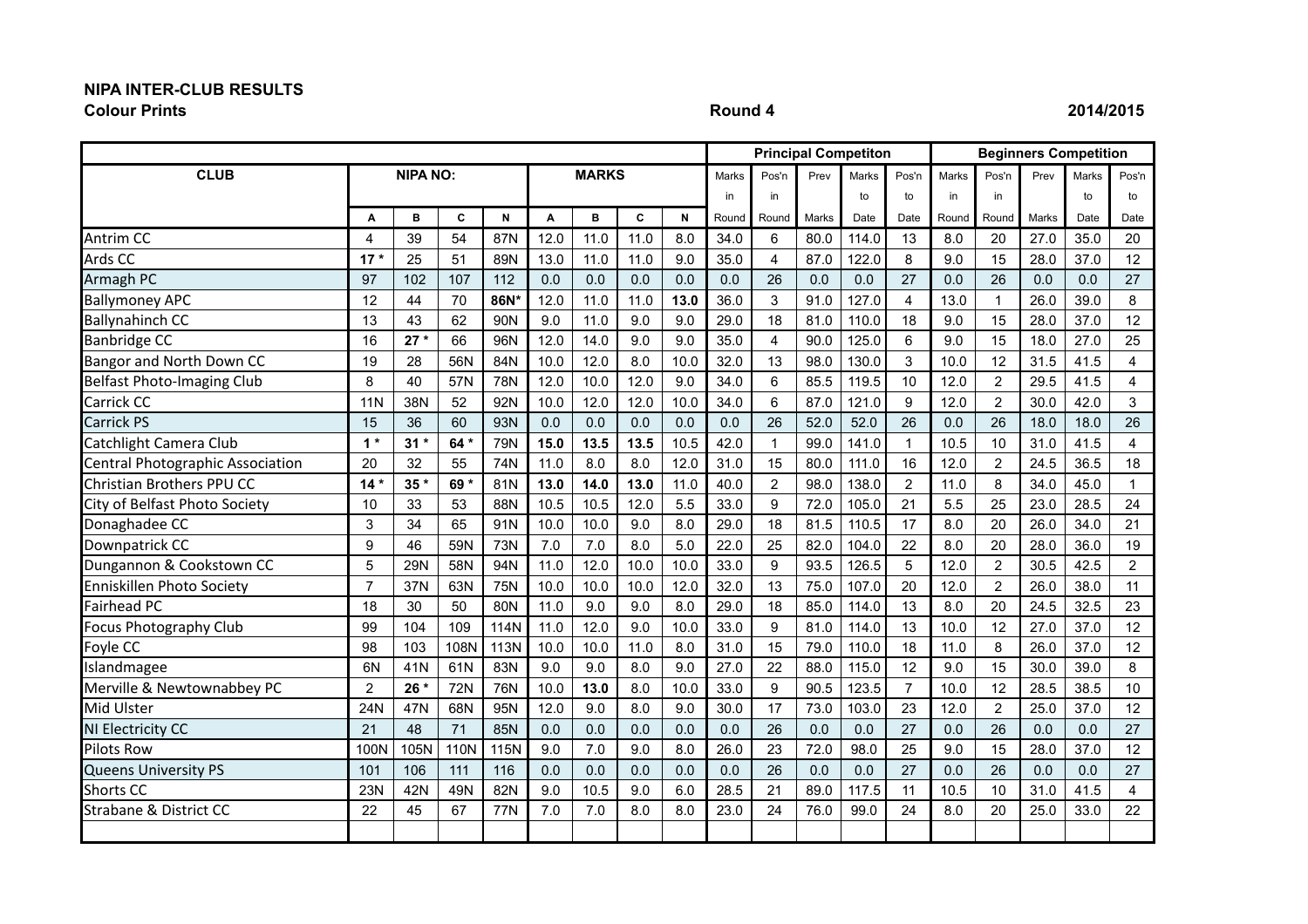## NIPA INTER-CLUB RESULTS

**Colour Prints** **Round 4** **2014/2015**

| CLUB | NIPA NO: | | | | MARKS | | | | Principal Competiton | | | | | Beginners Competition | | | | |
|---|---|---|---|---|---|---|---|---|---|---|---|---|---|---|---|---|---|---|
| | | | | | | | | | Marks in Round | Pos'n in Round | Prev Marks | Marks to Date | Pos'n to Date | Marks in Round | Pos'n in Round | Prev Marks | Marks to Date | Pos'n to Date |
| | A | B | C | N | A | B | C | N | | | | | | | | | | |
| Antrim CC | 4 | 39 | 54 | 87N | 12.0 | 11.0 | 11.0 | 8.0 | 34.0 | 6 | 80.0 | 114.0 | 13 | 8.0 | 20 | 27.0 | 35.0 | 20 |
| Ards CC | **17** * | 25 | 51 | 89N | 13.0 | 11.0 | 11.0 | 9.0 | 35.0 | 4 | 87.0 | 122.0 | 8 | 9.0 | 15 | 28.0 | 37.0 | 12 |
| Armagh PC | 97 | 102 | 107 | 112 | 0.0 | 0.0 | 0.0 | 0.0 | 0.0 | 26 | 0.0 | 0.0 | 27 | 0.0 | 26 | 0.0 | 0.0 | 27 |
| Ballymoney APC | 12 | 44 | 70 | **86N*** | 12.0 | 11.0 | 11.0 | **13.0** | 36.0 | 3 | 91.0 | 127.0 | 4 | 13.0 | 1 | 26.0 | 39.0 | 8 |
| Ballynahinch CC | 13 | 43 | 62 | 90N | 9.0 | 11.0 | 9.0 | 9.0 | 29.0 | 18 | 81.0 | 110.0 | 18 | 9.0 | 15 | 28.0 | 37.0 | 12 |
| Banbridge CC | 16 | **27** * | 66 | 96N | 12.0 | 14.0 | 9.0 | 9.0 | 35.0 | 4 | 90.0 | 125.0 | 6 | 9.0 | 15 | 18.0 | 27.0 | 25 |
| Bangor and North Down CC | 19 | 28 | 56N | 84N | 10.0 | 12.0 | 8.0 | 10.0 | 32.0 | 13 | 98.0 | 130.0 | 3 | 10.0 | 12 | 31.5 | 41.5 | 4 |
| Belfast Photo-Imaging Club | 8 | 40 | 57N | 78N | 12.0 | 10.0 | 12.0 | 9.0 | 34.0 | 6 | 85.5 | 119.5 | 10 | 12.0 | 2 | 29.5 | 41.5 | 4 |
| Carrick CC | 11N | 38N | 52 | 92N | 10.0 | 12.0 | 12.0 | 10.0 | 34.0 | 6 | 87.0 | 121.0 | 9 | 12.0 | 2 | 30.0 | 42.0 | 3 |
| Carrick PS | 15 | 36 | 60 | 93N | 0.0 | 0.0 | 0.0 | 0.0 | 0.0 | 26 | 52.0 | 52.0 | 26 | 0.0 | 26 | 18.0 | 18.0 | 26 |
| Catchlight Camera Club | **1** * | **31** * | **64** * | 79N | **15.0** | **13.5** | **13.5** | 10.5 | 42.0 | 1 | 99.0 | 141.0 | 1 | 10.5 | 10 | 31.0 | 41.5 | 4 |
| Central Photographic Association | 20 | 32 | 55 | 74N | 11.0 | 8.0 | 8.0 | 12.0 | 31.0 | 15 | 80.0 | 111.0 | 16 | 12.0 | 2 | 24.5 | 36.5 | 18 |
| Christian Brothers PPU CC | **14** * | **35** * | **69** * | 81N | **13.0** | **14.0** | **13.0** | 11.0 | 40.0 | 2 | 98.0 | 138.0 | 2 | 11.0 | 8 | 34.0 | 45.0 | 1 |
| City of Belfast Photo Society | 10 | 33 | 53 | 88N | 10.5 | 10.5 | 12.0 | 5.5 | 33.0 | 9 | 72.0 | 105.0 | 21 | 5.5 | 25 | 23.0 | 28.5 | 24 |
| Donaghadee CC | 3 | 34 | 65 | 91N | 10.0 | 10.0 | 9.0 | 8.0 | 29.0 | 18 | 81.5 | 110.5 | 17 | 8.0 | 20 | 26.0 | 34.0 | 21 |
| Downpatrick CC | 9 | 46 | 59N | 73N | 7.0 | 7.0 | 8.0 | 5.0 | 22.0 | 25 | 82.0 | 104.0 | 22 | 8.0 | 20 | 28.0 | 36.0 | 19 |
| Dungannon & Cookstown CC | 5 | 29N | 58N | 94N | 11.0 | 12.0 | 10.0 | 10.0 | 33.0 | 9 | 93.5 | 126.5 | 5 | 12.0 | 2 | 30.5 | 42.5 | 2 |
| Enniskillen Photo Society | 7 | 37N | 63N | 75N | 10.0 | 10.0 | 10.0 | 12.0 | 32.0 | 13 | 75.0 | 107.0 | 20 | 12.0 | 2 | 26.0 | 38.0 | 11 |
| Fairhead PC | 18 | 30 | 50 | 80N | 11.0 | 9.0 | 9.0 | 8.0 | 29.0 | 18 | 85.0 | 114.0 | 13 | 8.0 | 20 | 24.5 | 32.5 | 23 |
| Focus Photography Club | 99 | 104 | 109 | 114N | 11.0 | 12.0 | 9.0 | 10.0 | 33.0 | 9 | 81.0 | 114.0 | 13 | 10.0 | 12 | 27.0 | 37.0 | 12 |
| Foyle CC | 98 | 103 | 108N | 113N | 10.0 | 10.0 | 11.0 | 8.0 | 31.0 | 15 | 79.0 | 110.0 | 18 | 11.0 | 8 | 26.0 | 37.0 | 12 |
| Islandmagee | 6N | 41N | 61N | 83N | 9.0 | 9.0 | 8.0 | 9.0 | 27.0 | 22 | 88.0 | 115.0 | 12 | 9.0 | 15 | 30.0 | 39.0 | 8 |
| Merville & Newtownabbey PC | 2 | **26** * | 72N | 76N | 10.0 | **13.0** | 8.0 | 10.0 | 33.0 | 9 | 90.5 | 123.5 | 7 | 10.0 | 12 | 28.5 | 38.5 | 10 |
| Mid Ulster | 24N | 47N | 68N | 95N | 12.0 | 9.0 | 8.0 | 9.0 | 30.0 | 17 | 73.0 | 103.0 | 23 | 12.0 | 2 | 25.0 | 37.0 | 12 |
| NI Electricity CC | 21 | 48 | 71 | 85N | 0.0 | 0.0 | 0.0 | 0.0 | 0.0 | 26 | 0.0 | 0.0 | 27 | 0.0 | 26 | 0.0 | 0.0 | 27 |
| Pilots Row | 100N | 105N | 110N | 115N | 9.0 | 7.0 | 9.0 | 8.0 | 26.0 | 23 | 72.0 | 98.0 | 25 | 9.0 | 15 | 28.0 | 37.0 | 12 |
| Queens University PS | 101 | 106 | 111 | 116 | 0.0 | 0.0 | 0.0 | 0.0 | 0.0 | 26 | 0.0 | 0.0 | 27 | 0.0 | 26 | 0.0 | 0.0 | 27 |
| Shorts CC | 23N | 42N | 49N | 82N | 9.0 | 10.5 | 9.0 | 6.0 | 28.5 | 21 | 89.0 | 117.5 | 11 | 10.5 | 10 | 31.0 | 41.5 | 4 |
| Strabane & District CC | 22 | 45 | 67 | 77N | 7.0 | 7.0 | 8.0 | 8.0 | 23.0 | 24 | 76.0 | 99.0 | 24 | 8.0 | 20 | 25.0 | 33.0 | 22 |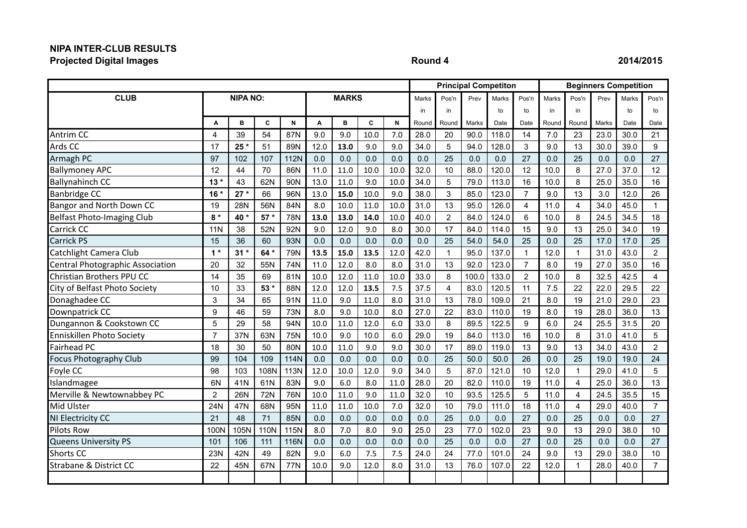**NIPA INTER-CLUB RESULTS**

**Projected Digital Images** **Round 4** **2014/2015**

| CLUB | NIPA NO: | | | | MARKS | | | | Principal Competiton | | | | | Beginners Competition | | | | |
|---|---|---|---|---|---|---|---|---|---|---|---|---|---|---|---|---|---|---|
| | | | | | | | | | Marks in Round | Pos'n in Round | Prev Marks | Marks to Date | Pos'n to Date | Marks in Round | Pos'n in Round | Prev Marks | Marks to Date | Pos'n to Date |
| | A | B | C | N | A | B | C | N | | | | | | | | | | |
| Antrim CC | 4 | 39 | 54 | 87N | 9.0 | 9.0 | 10.0 | 7.0 | 28.0 | 20 | 90.0 | 118.0 | 14 | 7.0 | 23 | 23.0 | 30.0 | 21 |
| Ards CC | 17 | **25** * | 51 | 89N | 12.0 | **13.0** | 9.0 | 9.0 | 34.0 | 5 | 94.0 | 128.0 | 3 | 9.0 | 13 | 30.0 | 39.0 | 9 |
| Armagh PC | 97 | 102 | 107 | 112N | 0.0 | 0.0 | 0.0 | 0.0 | 0.0 | 25 | 0.0 | 0.0 | 27 | 0.0 | 25 | 0.0 | 0.0 | 27 |
| Ballymoney APC | 12 | 44 | 70 | 86N | 11.0 | 11.0 | 10.0 | 10.0 | 32.0 | 10 | 88.0 | 120.0 | 12 | 10.0 | 8 | 27.0 | 37.0 | 12 |
| Ballynahinch CC | **13** * | 43 | 62N | 90N | 13.0 | 11.0 | 9.0 | 10.0 | 34.0 | 5 | 79.0 | 113.0 | 16 | 10.0 | 8 | 25.0 | 35.0 | 16 |
| Banbridge CC | **16** * | **27** * | 66 | 96N | 13.0 | **15.0** | 10.0 | 9.0 | 38.0 | 3 | 85.0 | 123.0 | 7 | 9.0 | 13 | 3.0 | 12.0 | 26 |
| Bangor and North Down CC | 19 | 28N | 56N | 84N | 8.0 | 10.0 | 11.0 | 10.0 | 31.0 | 13 | 95.0 | 126.0 | 4 | 11.0 | 4 | 34.0 | 45.0 | 1 |
| Belfast Photo-Imaging Club | **8** * | **40** * | **57** * | 78N | **13.0** | **13.0** | **14.0** | 10.0 | 40.0 | 2 | 84.0 | 124.0 | 6 | 10.0 | 8 | 24.5 | 34.5 | 18 |
| Carrick CC | 11N | 38 | 52N | 92N | 9.0 | 12.0 | 9.0 | 8.0 | 30.0 | 17 | 84.0 | 114.0 | 15 | 9.0 | 13 | 25.0 | 34.0 | 19 |
| Carrick PS | 15 | 36 | 60 | 93N | 0.0 | 0.0 | 0.0 | 0.0 | 0.0 | 25 | 54.0 | 54.0 | 25 | 0.0 | 25 | 17.0 | 17.0 | 25 |
| Catchlight Camera Club | **1** * | **31** * | **64** * | 79N | **13.5** | **15.0** | **13.5** | 12.0 | 42.0 | 1 | 95.0 | 137.0 | 1 | 12.0 | 1 | 31.0 | 43.0 | 2 |
| Central Photographic Association | 20 | 32 | 55N | 74N | 11.0 | 12.0 | 8.0 | 8.0 | 31.0 | 13 | 92.0 | 123.0 | 7 | 8.0 | 19 | 27.0 | 35.0 | 16 |
| Christian Brothers PPU CC | 14 | 35 | 69 | 81N | 10.0 | 12.0 | 11.0 | 10.0 | 33.0 | 8 | 100.0 | 133.0 | 2 | 10.0 | 8 | 32.5 | 42.5 | 4 |
| City of Belfast Photo Society | 10 | 33 | **53** * | 88N | 12.0 | 12.0 | **13.5** | 7.5 | 37.5 | 4 | 83.0 | 120.5 | 11 | 7.5 | 22 | 22.0 | 29.5 | 22 |
| Donaghadee CC | 3 | 34 | 65 | 91N | 11.0 | 9.0 | 11.0 | 8.0 | 31.0 | 13 | 78.0 | 109.0 | 21 | 8.0 | 19 | 21.0 | 29.0 | 23 |
| Downpatrick CC | 9 | 46 | 59 | 73N | 8.0 | 9.0 | 10.0 | 8.0 | 27.0 | 22 | 83.0 | 110.0 | 19 | 8.0 | 19 | 28.0 | 36.0 | 13 |
| Dungannon & Cookstown CC | 5 | 29 | 58 | 94N | 10.0 | 11.0 | 12.0 | 6.0 | 33.0 | 8 | 89.5 | 122.5 | 9 | 6.0 | 24 | 25.5 | 31.5 | 20 |
| Enniskillen Photo Society | 7 | 37N | 63N | 75N | 10.0 | 9.0 | 10.0 | 6.0 | 29.0 | 19 | 84.0 | 113.0 | 16 | 10.0 | 8 | 31.0 | 41.0 | 5 |
| Fairhead PC | 18 | 30 | 50 | 80N | 10.0 | 11.0 | 9.0 | 9.0 | 30.0 | 17 | 89.0 | 119.0 | 13 | 9.0 | 13 | 34.0 | 43.0 | 2 |
| Focus Photography Club | 99 | 104 | 109 | 114N | 0.0 | 0.0 | 0.0 | 0.0 | 0.0 | 25 | 50.0 | 50.0 | 26 | 0.0 | 25 | 19.0 | 19.0 | 24 |
| Foyle CC | 98 | 103 | 108N | 113N | 12.0 | 10.0 | 12.0 | 9.0 | 34.0 | 5 | 87.0 | 121.0 | 10 | 12.0 | 1 | 29.0 | 41.0 | 5 |
| Islandmagee | 6N | 41N | 61N | 83N | 9.0 | 6.0 | 8.0 | 11.0 | 28.0 | 20 | 82.0 | 110.0 | 19 | 11.0 | 4 | 25.0 | 36.0 | 13 |
| Merville & Newtownabbey PC | 2 | 26N | 72N | 76N | 10.0 | 11.0 | 9.0 | 11.0 | 32.0 | 10 | 93.5 | 125.5 | 5 | 11.0 | 4 | 24.5 | 35.5 | 15 |
| Mid Ulster | 24N | 47N | 68N | 95N | 11.0 | 11.0 | 10.0 | 7.0 | 32.0 | 10 | 79.0 | 111.0 | 18 | 11.0 | 4 | 29.0 | 40.0 | 7 |
| NI Electricity CC | 21 | 48 | 71 | 85N | 0.0 | 0.0 | 0.0 | 0.0 | 0.0 | 25 | 0.0 | 0.0 | 27 | 0.0 | 25 | 0.0 | 0.0 | 27 |
| Pilots Row | 100N | 105N | 110N | 115N | 8.0 | 7.0 | 8.0 | 9.0 | 25.0 | 23 | 77.0 | 102.0 | 23 | 9.0 | 13 | 29.0 | 38.0 | 10 |
| Queens University PS | 101 | 106 | 111 | 116N | 0.0 | 0.0 | 0.0 | 0.0 | 0.0 | 25 | 0.0 | 0.0 | 27 | 0.0 | 25 | 0.0 | 0.0 | 27 |
| Shorts CC | 23N | 42N | 49 | 82N | 9.0 | 6.0 | 7.5 | 7.5 | 24.0 | 24 | 77.0 | 101.0 | 24 | 9.0 | 13 | 29.0 | 38.0 | 10 |
| Strabane & District CC | 22 | 45N | 67N | 77N | 10.0 | 9.0 | 12.0 | 8.0 | 31.0 | 13 | 76.0 | 107.0 | 22 | 12.0 | 1 | 28.0 | 40.0 | 7 |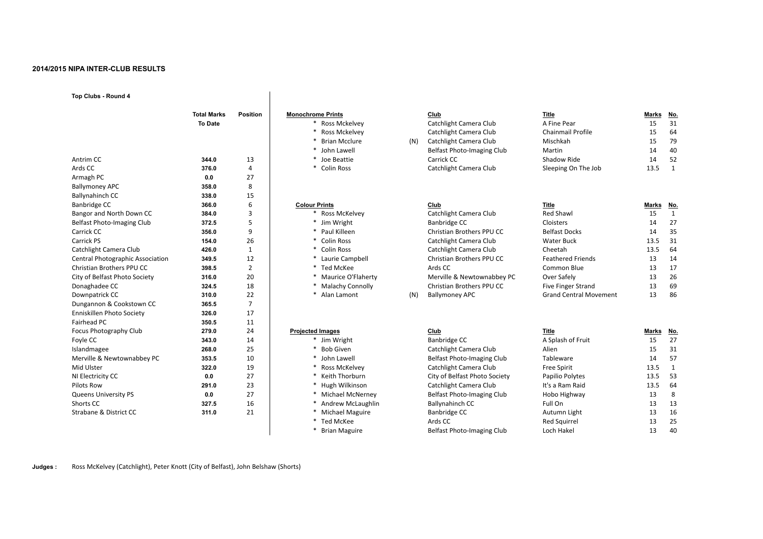**2014/2015 NIPA INTER-CLUB RESULTS**

**Top Clubs - Round 4**

| | Total Marks To Date | Position |
|---|---|---|
| Antrim CC | **344.0** | 13 |
| Ards CC | **376.0** | 4 |
| Armagh PC | **0.0** | 27 |
| Ballymoney APC | **358.0** | 8 |
| Ballynahinch CC | **338.0** | 15 |
| Banbridge CC | **366.0** | 6 |
| Bangor and North Down CC | **384.0** | 3 |
| Belfast Photo-Imaging Club | **372.5** | 5 |
| Carrick CC | **356.0** | 9 |
| Carrick PS | **154.0** | 26 |
| Catchlight Camera Club | **426.0** | 1 |
| Central Photographic Association | **349.5** | 12 |
| Christian Brothers PPU CC | **398.5** | 2 |
| City of Belfast Photo Society | **316.0** | 20 |
| Donaghadee CC | **324.5** | 18 |
| Downpatrick CC | **310.0** | 22 |
| Dungannon & Cookstown CC | **365.5** | 7 |
| Enniskillen Photo Society | **326.0** | 17 |
| Fairhead PC | **350.5** | 11 |
| Focus Photography Club | **279.0** | 24 |
| Foyle CC | **343.0** | 14 |
| Islandmagee | **268.0** | 25 |
| Merville & Newtownabbey PC | **353.5** | 10 |
| Mid Ulster | **322.0** | 19 |
| NI Electricity CC | **0.0** | 27 |
| Pilots Row | **291.0** | 23 |
| Queens University PS | **0.0** | 27 |
| Shorts CC | **327.5** | 16 |
| Strabane & District CC | **311.0** | 21 |

| Monochrome Prints | | Club | Title | Marks | No. |
|---|---|---|---|---|---|
| * Ross Mckelvey | | Catchlight Camera Club | A Fine Pear | 15 | 31 |
| * Ross Mckelvey | | Catchlight Camera Club | Chainmail Profile | 15 | 64 |
| * Brian Mcclure | (N) | Catchlight Camera Club | Mischkah | 15 | 79 |
| * John Lawell | | Belfast Photo-Imaging Club | Martin | 14 | 40 |
| * Joe Beattie | | Carrick CC | Shadow Ride | 14 | 52 |
| * Colin Ross | | Catchlight Camera Club | Sleeping On The Job | 13.5 | 1 |

| Colour Prints | | Club | Title | Marks | No. |
|---|---|---|---|---|---|
| * Ross McKelvey | | Catchlight Camera Club | Red Shawl | 15 | 1 |
| * Jim Wright | | Banbridge CC | Cloisters | 14 | 27 |
| * Paul Killeen | | Christian Brothers PPU CC | Belfast Docks | 14 | 35 |
| * Colin Ross | | Catchlight Camera Club | Water Buck | 13.5 | 31 |
| * Colin Ross | | Catchlight Camera Club | Cheetah | 13.5 | 64 |
| * Laurie Campbell | | Christian Brothers PPU CC | Feathered Friends | 13 | 14 |
| * Ted McKee | | Ards CC | Common Blue | 13 | 17 |
| * Maurice O'Flaherty | | Merville & Newtownabbey PC | Over Safely | 13 | 26 |
| * Malachy Connolly | | Christian Brothers PPU CC | Five Finger Strand | 13 | 69 |
| * Alan Lamont | (N) | Ballymoney APC | Grand Central Movement | 13 | 86 |

| Projected Images | Club | Title | Marks | No. |
|---|---|---|---|---|
| * Jim Wright | Banbridge CC | A Splash of Fruit | 15 | 27 |
| * Bob Given | Catchlight Camera Club | Alien | 15 | 31 |
| * John Lawell | Belfast Photo-Imaging Club | Tableware | 14 | 57 |
| * Ross McKelvey | Catchlight Camera Club | Free Spirit | 13.5 | 1 |
| * Keith Thorburn | City of Belfast Photo Society | Papilio Polytes | 13.5 | 53 |
| * Hugh Wilkinson | Catchlight Camera Club | It's a Ram Raid | 13.5 | 64 |
| * Michael McNerney | Belfast Photo-Imaging Club | Hobo Highway | 13 | 8 |
| * Andrew McLaughlin | Ballynahinch CC | Full On | 13 | 13 |
| * Michael Maguire | Banbridge CC | Autumn Light | 13 | 16 |
| * Ted McKee | Ards CC | Red Squirrel | 13 | 25 |
| * Brian Maguire | Belfast Photo-Imaging Club | Loch Hakel | 13 | 40 |

**Judges :** Ross McKelvey (Catchlight), Peter Knott (City of Belfast), John Belshaw (Shorts)